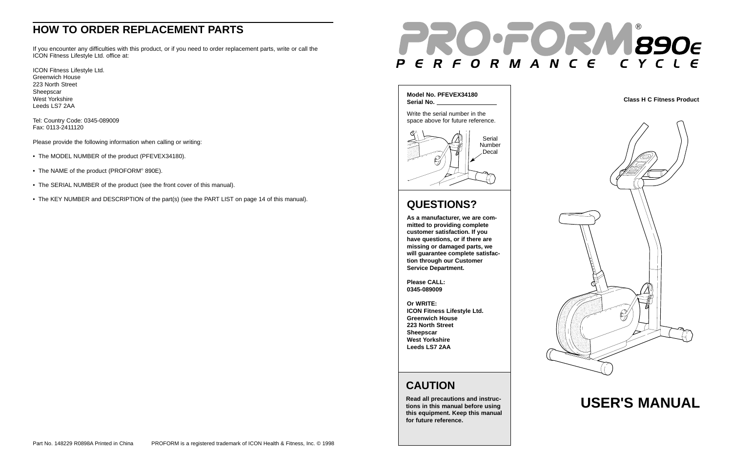## HOW TO ORDER REPLACEMENT PARTS

If you encounter any difficulties with this product, or if you need to order replacement parts, write or call the ICON Fitness Lifestyle Ltd. office at:

ICON Fitness Lifestyle Ltd.
Greenwich House
223 North Street
Sheepscar
West Yorkshire
Leeds LS7 2AA

Tel: Country Code: 0345-089009
Fax: 0113-2411120

Please provide the following information when calling or writing:

- The MODEL NUMBER of the product (PFEVEX34180).
- The NAME of the product (PROFORM® 890E).
- The SERIAL NUMBER of the product (see the front cover of this manual).
- The KEY NUMBER and DESCRIPTION of the part(s) (see the PART LIST on page 14 of this manual).

Part No. 148229 R0898A Printed in China PROFORM is a registered trademark of ICON Health & Fitness, Inc. © 1998

# PRO·FORM® 890E

## PERFORMANCE CYCLE

**Model No. PFEVEX34180**
**Serial No. ________________**

Write the serial number in the space above for future reference.

Serial Number Decal

**Class H C Fitness Product**

## QUESTIONS?

**As a manufacturer, we are committed to providing complete customer satisfaction. If you have questions, or if there are missing or damaged parts, we will guarantee complete satisfaction through our Customer Service Department.**

**Please CALL:**
**0345-089009**

**Or WRITE:**
**ICON Fitness Lifestyle Ltd.**
**Greenwich House**
**223 North Street**
**Sheepscar**
**West Yorkshire**
**Leeds LS7 2AA**

## CAUTION

**Read all precautions and instructions in this manual before using this equipment. Keep this manual for future reference.**

# USER'S MANUAL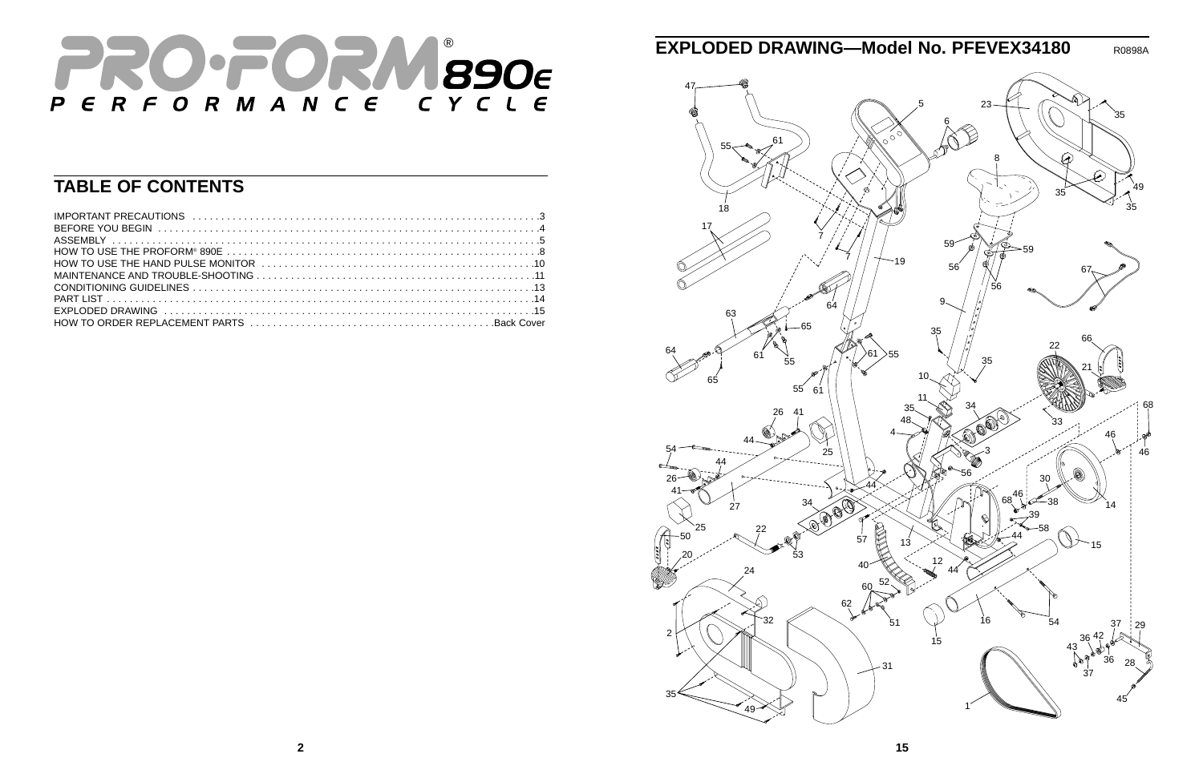# PRO·FORM® 890E PERFORMANCE CYCLE

## TABLE OF CONTENTS

| | |
|---|---|
| IMPORTANT PRECAUTIONS | 3 |
| BEFORE YOU BEGIN | 4 |
| ASSEMBLY | 5 |
| HOW TO USE THE PROFORM® 890E | 8 |
| HOW TO USE THE HAND PULSE MONITOR | 10 |
| MAINTENANCE AND TROUBLE-SHOOTING | 11 |
| CONDITIONING GUIDELINES | 13 |
| PART LIST | 14 |
| EXPLODED DRAWING | 15 |
| HOW TO ORDER REPLACEMENT PARTS | Back Cover |

## EXPLODED DRAWING—Model No. PFEVEX34180

R0898A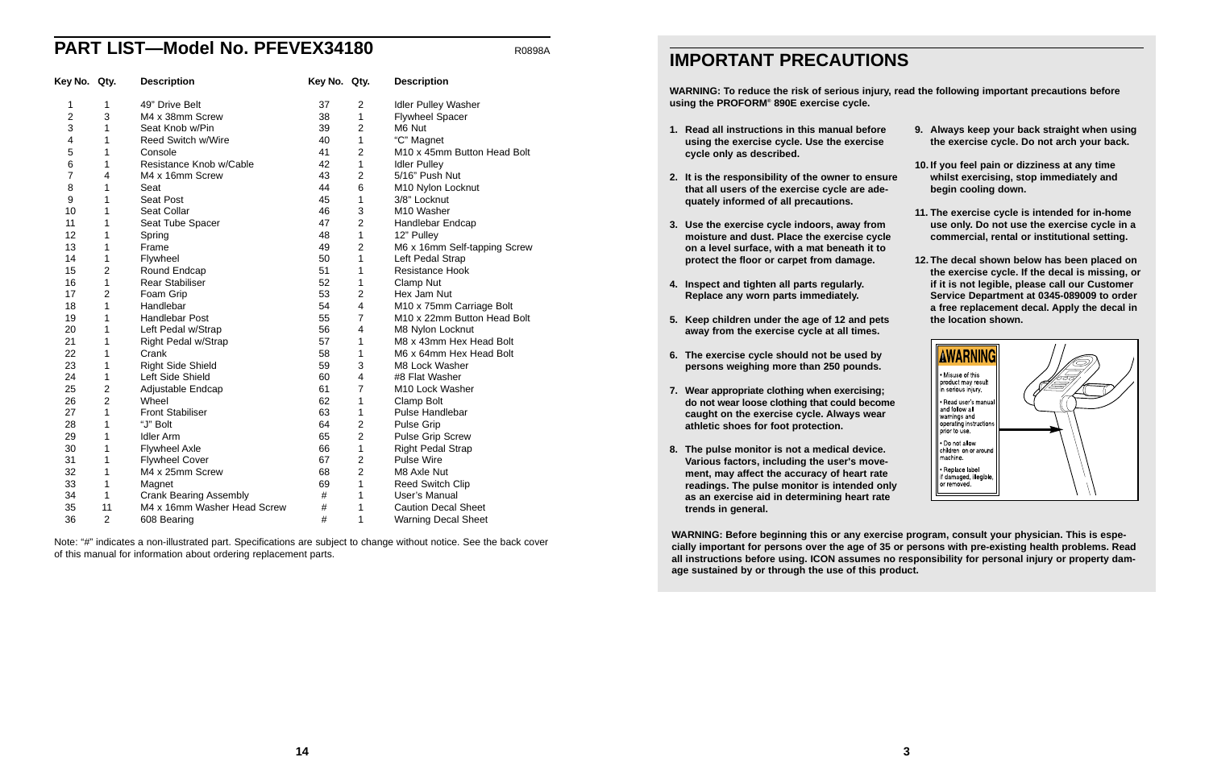## PART LIST—Model No. PFEVEX34180

R0898A

| Key No. | Qty. | Description | Key No. | Qty. | Description |
|---|---|---|---|---|---|
| 1 | 1 | 49" Drive Belt | 37 | 2 | Idler Pulley Washer |
| 2 | 3 | M4 x 38mm Screw | 38 | 1 | Flywheel Spacer |
| 3 | 1 | Seat Knob w/Pin | 39 | 2 | M6 Nut |
| 4 | 1 | Reed Switch w/Wire | 40 | 1 | "C" Magnet |
| 5 | 1 | Console | 41 | 2 | M10 x 45mm Button Head Bolt |
| 6 | 1 | Resistance Knob w/Cable | 42 | 1 | Idler Pulley |
| 7 | 4 | M4 x 16mm Screw | 43 | 2 | 5/16" Push Nut |
| 8 | 1 | Seat | 44 | 6 | M10 Nylon Locknut |
| 9 | 1 | Seat Post | 45 | 1 | 3/8" Locknut |
| 10 | 1 | Seat Collar | 46 | 3 | M10 Washer |
| 11 | 1 | Seat Tube Spacer | 47 | 2 | Handlebar Endcap |
| 12 | 1 | Spring | 48 | 1 | 12" Pulley |
| 13 | 1 | Frame | 49 | 2 | M6 x 16mm Self-tapping Screw |
| 14 | 1 | Flywheel | 50 | 1 | Left Pedal Strap |
| 15 | 2 | Round Endcap | 51 | 1 | Resistance Hook |
| 16 | 1 | Rear Stabiliser | 52 | 1 | Clamp Nut |
| 17 | 2 | Foam Grip | 53 | 2 | Hex Jam Nut |
| 18 | 1 | Handlebar | 54 | 4 | M10 x 75mm Carriage Bolt |
| 19 | 1 | Handlebar Post | 55 | 7 | M10 x 22mm Button Head Bolt |
| 20 | 1 | Left Pedal w/Strap | 56 | 4 | M8 Nylon Locknut |
| 21 | 1 | Right Pedal w/Strap | 57 | 1 | M8 x 43mm Hex Head Bolt |
| 22 | 1 | Crank | 58 | 1 | M6 x 64mm Hex Head Bolt |
| 23 | 1 | Right Side Shield | 59 | 3 | M8 Lock Washer |
| 24 | 1 | Left Side Shield | 60 | 4 | #8 Flat Washer |
| 25 | 2 | Adjustable Endcap | 61 | 7 | M10 Lock Washer |
| 26 | 2 | Wheel | 62 | 1 | Clamp Bolt |
| 27 | 1 | Front Stabiliser | 63 | 1 | Pulse Handlebar |
| 28 | 1 | "J" Bolt | 64 | 2 | Pulse Grip |
| 29 | 1 | Idler Arm | 65 | 2 | Pulse Grip Screw |
| 30 | 1 | Flywheel Axle | 66 | 1 | Right Pedal Strap |
| 31 | 1 | Flywheel Cover | 67 | 2 | Pulse Wire |
| 32 | 1 | M4 x 25mm Screw | 68 | 2 | M8 Axle Nut |
| 33 | 1 | Magnet | 69 | 1 | Reed Switch Clip |
| 34 | 1 | Crank Bearing Assembly | # | 1 | User's Manual |
| 35 | 11 | M4 x 16mm Washer Head Screw | # | 1 | Caution Decal Sheet |
| 36 | 2 | 608 Bearing | # | 1 | Warning Decal Sheet |

Note: "#" indicates a non-illustrated part. Specifications are subject to change without notice. See the back cover of this manual for information about ordering replacement parts.

## IMPORTANT PRECAUTIONS

**WARNING: To reduce the risk of serious injury, read the following important precautions before using the PROFORM® 890E exercise cycle.**

1. **Read all instructions in this manual before using the exercise cycle. Use the exercise cycle only as described.**
2. **It is the responsibility of the owner to ensure that all users of the exercise cycle are adequately informed of all precautions.**
3. **Use the exercise cycle indoors, away from moisture and dust. Place the exercise cycle on a level surface, with a mat beneath it to protect the floor or carpet from damage.**
4. **Inspect and tighten all parts regularly. Replace any worn parts immediately.**
5. **Keep children under the age of 12 and pets away from the exercise cycle at all times.**
6. **The exercise cycle should not be used by persons weighing more than 250 pounds.**
7. **Wear appropriate clothing when exercising; do not wear loose clothing that could become caught on the exercise cycle. Always wear athletic shoes for foot protection.**
8. **The pulse monitor is not a medical device. Various factors, including the user's movement, may affect the accuracy of heart rate readings. The pulse monitor is intended only as an exercise aid in determining heart rate trends in general.**
9. **Always keep your back straight when using the exercise cycle. Do not arch your back.**
10. **If you feel pain or dizziness at any time whilst exercising, stop immediately and begin cooling down.**
11. **The exercise cycle is intended for in-home use only. Do not use the exercise cycle in a commercial, rental or institutional setting.**
12. **The decal shown below has been placed on the exercise cycle. If the decal is missing, or if it is not legible, please call our Customer Service Department at 0345-089009 to order a free replacement decal. Apply the decal in the location shown.**

**⚠WARNING**
- Misuse of this product may result in serious injury.
- Read user's manual and follow all warnings and operating instructions prior to use.
- Do not allow children on or around machine.
- Replace label if damaged, illegible, or removed.

**WARNING: Before beginning this or any exercise program, consult your physician. This is especially important for persons over the age of 35 or persons with pre-existing health problems. Read all instructions before using. ICON assumes no responsibility for personal injury or property damage sustained by or through the use of this product.**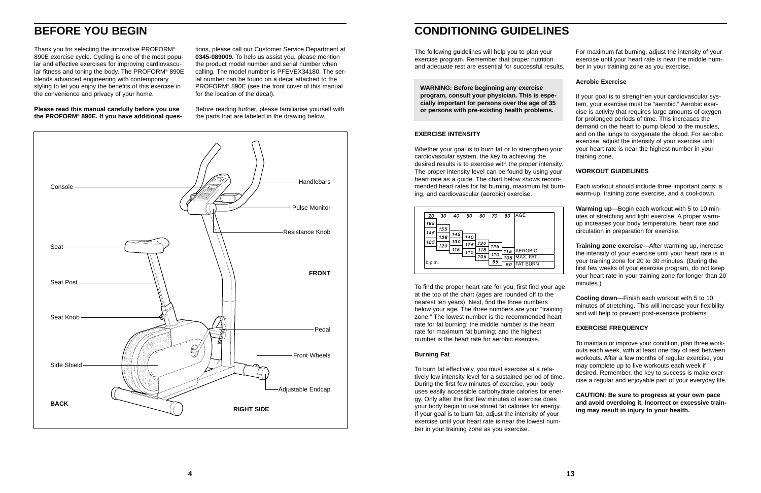# BEFORE YOU BEGIN

Thank you for selecting the innovative PROFORM® 890E exercise cycle. Cycling is one of the most popular and effective exercises for improving cardiovascular fitness and toning the body. The PROFORM® 890E blends advanced engineering with contemporary styling to let you enjoy the benefits of this exercise in the convenience and privacy of your home.

**Please read this manual carefully before you use the PROFORM® 890E. If you have additional questions, please call our Customer Service Department at 0345-089009.** To help us assist you, please mention the product model number and serial number when calling. The model number is PFEVEX34180. The serial number can be found on a decal attached to the PROFORM® 890E (see the front cover of this manual for the location of the decal).

Before reading further, please familiarise yourself with the parts that are labeled in the drawing below.

# CONDITIONING GUIDELINES

The following guidelines will help you to plan your exercise program. Remember that proper nutrition and adequate rest are essential for successful results.

**WARNING: Before beginning any exercise program, consult your physician. This is especially important for persons over the age of 35 or persons with pre-existing health problems.**

### EXERCISE INTENSITY

Whether your goal is to burn fat or to strengthen your cardiovascular system, the key to achieving the desired results is to exercise with the proper intensity. The proper intensity level can be found by using your heart rate as a guide. The chart below shows recommended heart rates for fat burning, maximum fat burning, and cardiovascular (aerobic) exercise.

| AGE | 20 | 30 | 40 | 50 | 60 | 70 | 80 |
|---|---|---|---|---|---|---|---|
| AEROBIC | 165 | 155 | 145 | 140 | 130 | 125 | 115 |
| MAX. FAT | 145 | 138 | 130 | 125 | 118 | 110 | 105 |
| FAT BURN | 125 | 120 | 115 | 110 | 105 | 95 | 90 |

b.p.m.

To find the proper heart rate for you, first find your age at the top of the chart (ages are rounded off to the nearest ten years). Next, find the three numbers below your age. The three numbers are your "training zone." The lowest number is the recommended heart rate for fat burning; the middle number is the heart rate for maximum fat burning; and the highest number is the heart rate for aerobic exercise.

#### Burning Fat

To burn fat effectively, you must exercise at a relatively low intensity level for a sustained period of time. During the first few minutes of exercise, your body uses easily accessible carbohydrate calories for energy. Only after the first few minutes of exercise does your body begin to use stored fat calories for energy. If your goal is to burn fat, adjust the intensity of your exercise until your heart rate is near the lowest number in your training zone as you exercise.

For maximum fat burning, adjust the intensity of your exercise until your heart rate is near the middle number in your training zone as you exercise.

#### Aerobic Exercise

If your goal is to strengthen your cardiovascular system, your exercise must be "aerobic." Aerobic exercise is activity that requires large amounts of oxygen for prolonged periods of time. This increases the demand on the heart to pump blood to the muscles, and on the lungs to oxygenate the blood. For aerobic exercise, adjust the intensity of your exercise until your heart rate is near the highest number in your training zone.

### WORKOUT GUIDELINES

Each workout should include three important parts: a warm-up, training zone exercise, and a cool-down.

**Warming up**—Begin each workout with 5 to 10 minutes of stretching and light exercise. A proper warm-up increases your body temperature, heart rate and circulation in preparation for exercise.

**Training zone exercise**—After warming up, increase the intensity of your exercise until your heart rate is in your training zone for 20 to 30 minutes. (During the first few weeks of your exercise program, do not keep your heart rate in your training zone for longer than 20 minutes.)

**Cooling down**—Finish each workout with 5 to 10 minutes of stretching. This will increase your flexibility and will help to prevent post-exercise problems.

### EXERCISE FREQUENCY

To maintain or improve your condition, plan three workouts each week, with at least one day of rest between workouts. After a few months of regular exercise, you may complete up to five workouts each week if desired. Remember, the key to success is make exercise a regular and enjoyable part of your everyday life.

**CAUTION: Be sure to progress at your own pace and avoid overdoing it. Incorrect or excessive training may result in injury to your health.**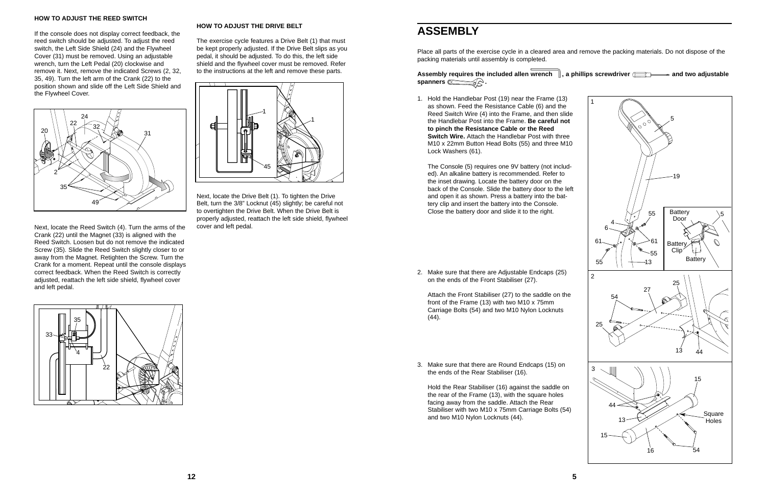### HOW TO ADJUST THE REED SWITCH

If the console does not display correct feedback, the reed switch should be adjusted. To adjust the reed switch, the Left Side Shield (24) and the Flywheel Cover (31) must be removed. Using an adjustable wrench, turn the Left Pedal (20) clockwise and remove it. Next, remove the indicated Screws (2, 32, 35, 49). Turn the left arm of the Crank (22) to the position shown and slide off the Left Side Shield and the Flywheel Cover.

Next, locate the Reed Switch (4). Turn the arms of the Crank (22) until the Magnet (33) is aligned with the Reed Switch. Loosen but do not remove the indicated Screw (35). Slide the Reed Switch slightly closer to or away from the Magnet. Retighten the Screw. Turn the Crank for a moment. Repeat until the console displays correct feedback. When the Reed Switch is correctly adjusted, reattach the left side shield, flywheel cover and left pedal.

### HOW TO ADJUST THE DRIVE BELT

The exercise cycle features a Drive Belt (1) that must be kept properly adjusted. If the Drive Belt slips as you pedal, it should be adjusted. To do this, the left side shield and the flywheel cover must be removed. Refer to the instructions at the left and remove these parts.

Next, locate the Drive Belt (1). To tighten the Drive Belt, turn the 3/8" Locknut (45) slightly; be careful not to overtighten the Drive Belt. When the Drive Belt is properly adjusted, reattach the left side shield, flywheel cover and left pedal.

# ASSEMBLY

Place all parts of the exercise cycle in a cleared area and remove the packing materials. Do not dispose of the packing materials until assembly is completed.

**Assembly requires the included allen wrench, a phillips screwdriver and two adjustable spanners.**

1. Hold the Handlebar Post (19) near the Frame (13) as shown. Feed the Resistance Cable (6) and the Reed Switch Wire (4) into the Frame, and then slide the Handlebar Post into the Frame. **Be careful not to pinch the Resistance Cable or the Reed Switch Wire.** Attach the Handlebar Post with three M10 x 22mm Button Head Bolts (55) and three M10 Lock Washers (61).

   The Console (5) requires one 9V battery (not included). An alkaline battery is recommended. Refer to the inset drawing. Locate the battery door on the back of the Console. Slide the battery door to the left and open it as shown. Press a battery into the battery clip and insert the battery into the Console. Close the battery door and slide it to the right.

2. Make sure that there are Adjustable Endcaps (25) on the ends of the Front Stabiliser (27).

   Attach the Front Stabiliser (27) to the saddle on the front of the Frame (13) with two M10 x 75mm Carriage Bolts (54) and two M10 Nylon Locknuts (44).

3. Make sure that there are Round Endcaps (15) on the ends of the Rear Stabiliser (16).

   Hold the Rear Stabiliser (16) against the saddle on the rear of the Frame (13), with the square holes facing away from the saddle. Attach the Rear Stabiliser with two M10 x 75mm Carriage Bolts (54) and two M10 Nylon Locknuts (44).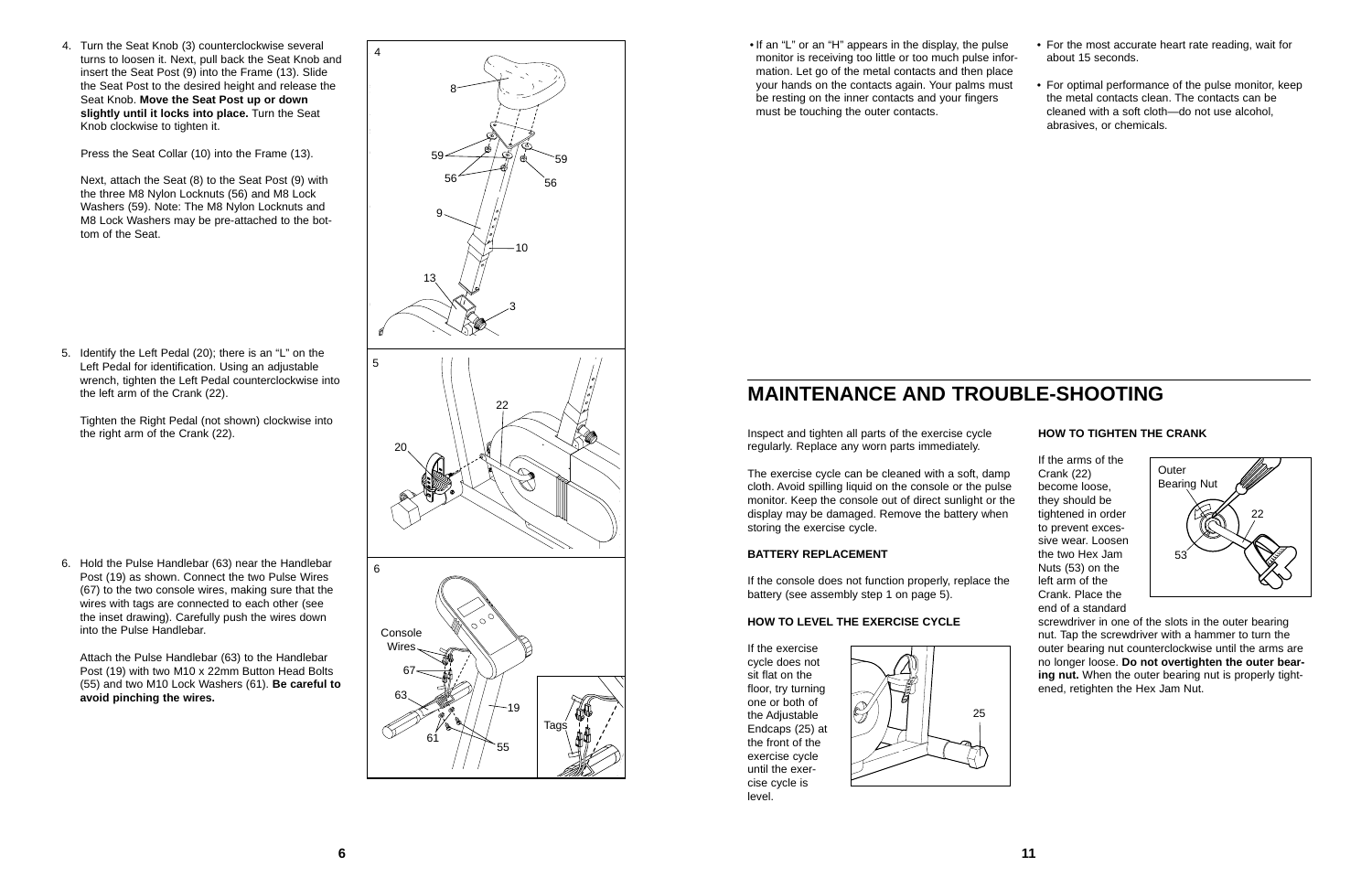4. Turn the Seat Knob (3) counterclockwise several turns to loosen it. Next, pull back the Seat Knob and insert the Seat Post (9) into the Frame (13). Slide the Seat Post to the desired height and release the Seat Knob. **Move the Seat Post up or down slightly until it locks into place.** Turn the Seat Knob clockwise to tighten it.

   Press the Seat Collar (10) into the Frame (13).

   Next, attach the Seat (8) to the Seat Post (9) with the three M8 Nylon Locknuts (56) and M8 Lock Washers (59). Note: The M8 Nylon Locknuts and M8 Lock Washers may be pre-attached to the bottom of the Seat.

5. Identify the Left Pedal (20); there is an “L” on the Left Pedal for identification. Using an adjustable wrench, tighten the Left Pedal counterclockwise into the left arm of the Crank (22).

   Tighten the Right Pedal (not shown) clockwise into the right arm of the Crank (22).

6. Hold the Pulse Handlebar (63) near the Handlebar Post (19) as shown. Connect the two Pulse Wires (67) to the two console wires, making sure that the wires with tags are connected to each other (see the inset drawing). Carefully push the wires down into the Pulse Handlebar.

   Attach the Pulse Handlebar (63) to the Handlebar Post (19) with two M10 x 22mm Button Head Bolts (55) and two M10 Lock Washers (61). **Be careful to avoid pinching the wires.**

- If an “L” or an “H” appears in the display, the pulse monitor is receiving too little or too much pulse information. Let go of the metal contacts and then place your hands on the contacts again. Your palms must be resting on the inner contacts and your fingers must be touching the outer contacts.
- For the most accurate heart rate reading, wait for about 15 seconds.
- For optimal performance of the pulse monitor, keep the metal contacts clean. The contacts can be cleaned with a soft cloth—do not use alcohol, abrasives, or chemicals.

# MAINTENANCE AND TROUBLE-SHOOTING

Inspect and tighten all parts of the exercise cycle regularly. Replace any worn parts immediately.

The exercise cycle can be cleaned with a soft, damp cloth. Avoid spilling liquid on the console or the pulse monitor. Keep the console out of direct sunlight or the display may be damaged. Remove the battery when storing the exercise cycle.

### BATTERY REPLACEMENT

If the console does not function properly, replace the battery (see assembly step 1 on page 5).

### HOW TO LEVEL THE EXERCISE CYCLE

If the exercise cycle does not sit flat on the floor, try turning one or both of the Adjustable Endcaps (25) at the front of the exercise cycle until the exercise cycle is level.

### HOW TO TIGHTEN THE CRANK

If the arms of the Crank (22) become loose, they should be tightened in order to prevent excessive wear. Loosen the two Hex Jam Nuts (53) on the left arm of the Crank. Place the end of a standard screwdriver in one of the slots in the outer bearing nut. Tap the screwdriver with a hammer to turn the outer bearing nut counterclockwise until the arms are no longer loose. **Do not overtighten the outer bearing nut.** When the outer bearing nut is properly tightened, retighten the Hex Jam Nut.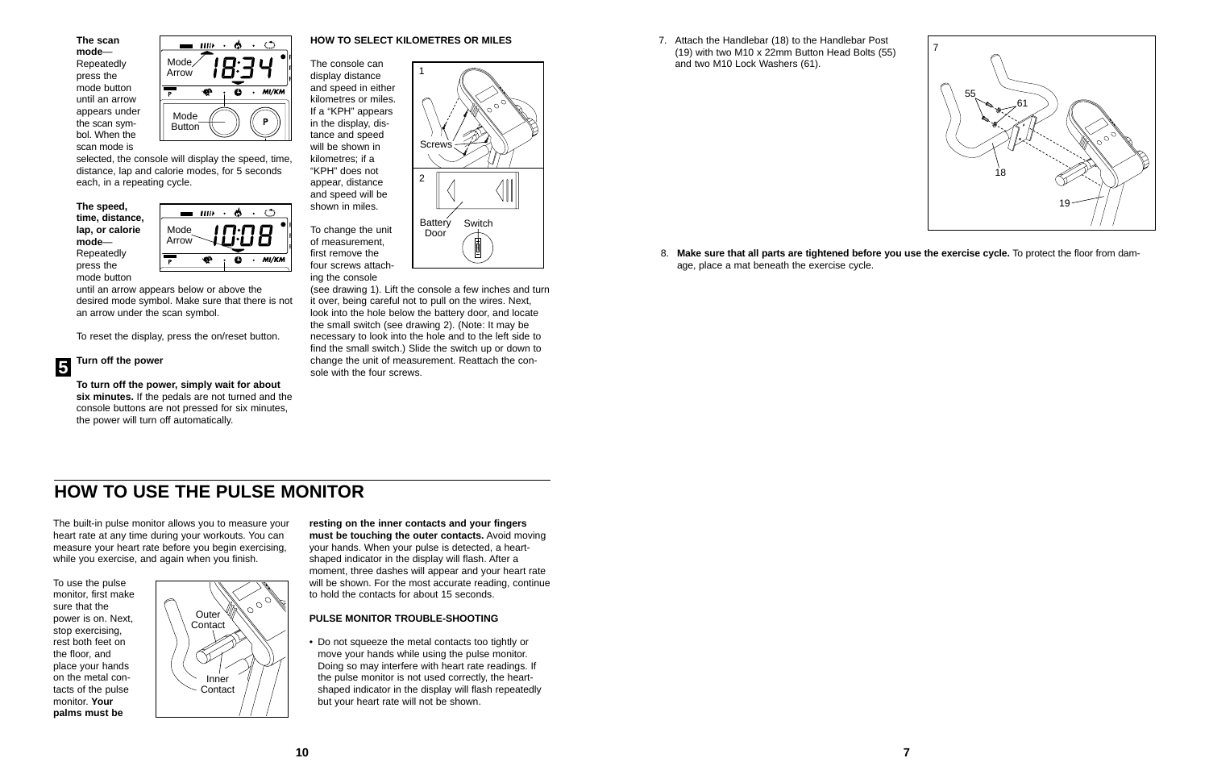**The scan mode**—Repeatedly press the mode button until an arrow appears under the scan symbol. When the scan mode is selected, the console will display the speed, time, distance, lap and calorie modes, for 5 seconds each, in a repeating cycle.

**The speed, time, distance, lap, or calorie mode**—Repeatedly press the mode button until an arrow appears below or above the desired mode symbol. Make sure that there is not an arrow under the scan symbol.

To reset the display, press the on/reset button.

**5** **Turn off the power**

**To turn off the power, simply wait for about six minutes.** If the pedals are not turned and the console buttons are not pressed for six minutes, the power will turn off automatically.

### HOW TO SELECT KILOMETRES OR MILES

The console can display distance and speed in either kilometres or miles. If a "KPH" appears in the display, distance and speed will be shown in kilometres; if a "KPH" does not appear, distance and speed will be shown in miles.

To change the unit of measurement, first remove the four screws attaching the console (see drawing 1). Lift the console a few inches and turn it over, being careful not to pull on the wires. Next, look into the hole below the battery door, and locate the small switch (see drawing 2). (Note: It may be necessary to look into the hole and to the left side to find the small switch.) Slide the switch up or down to change the unit of measurement. Reattach the console with the four screws.

## HOW TO USE THE PULSE MONITOR

The built-in pulse monitor allows you to measure your heart rate at any time during your workouts. You can measure your heart rate before you begin exercising, while you exercise, and again when you finish.

To use the pulse monitor, first make sure that the power is on. Next, stop exercising, rest both feet on the floor, and place your hands on the metal contacts of the pulse monitor. **Your palms must be resting on the inner contacts and your fingers must be touching the outer contacts.** Avoid moving your hands. When your pulse is detected, a heart-shaped indicator in the display will flash. After a moment, three dashes will appear and your heart rate will be shown. For the most accurate reading, continue to hold the contacts for about 15 seconds.

### PULSE MONITOR TROUBLE-SHOOTING

- Do not squeeze the metal contacts too tightly or move your hands while using the pulse monitor. Doing so may interfere with heart rate readings. If the pulse monitor is not used correctly, the heart-shaped indicator in the display will flash repeatedly but your heart rate will not be shown.

7. Attach the Handlebar (18) to the Handlebar Post (19) with two M10 x 22mm Button Head Bolts (55) and two M10 Lock Washers (61).

8. **Make sure that all parts are tightened before you use the exercise cycle.** To protect the floor from damage, place a mat beneath the exercise cycle.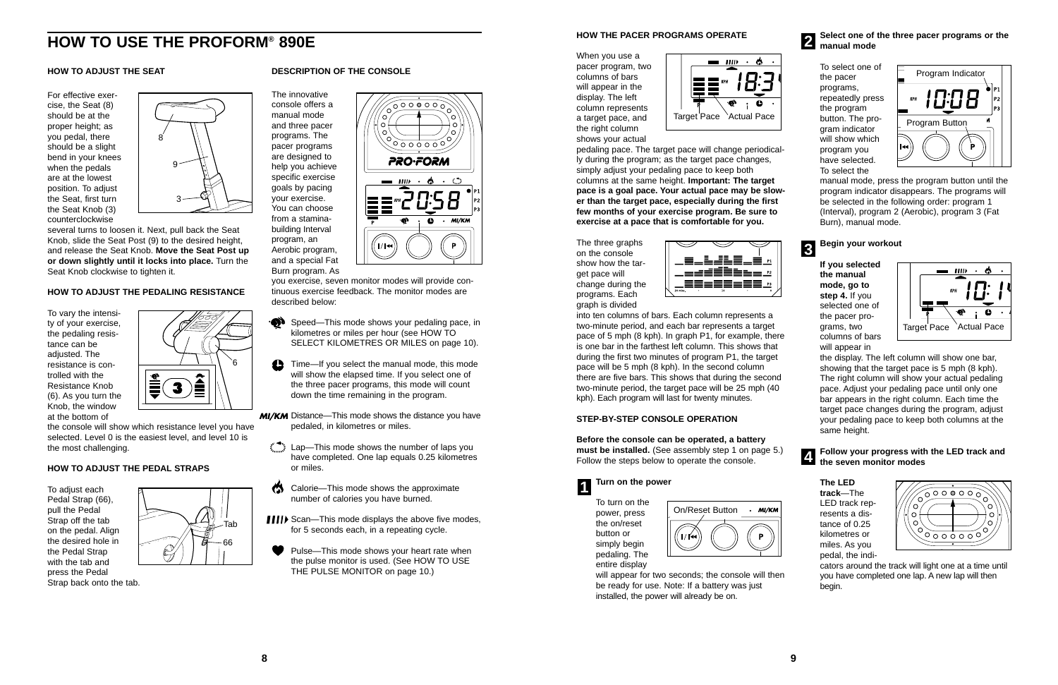# HOW TO USE THE PROFORM® 890E

### HOW TO ADJUST THE SEAT

For effective exercise, the Seat (8) should be at the proper height; as you pedal, there should be a slight bend in your knees when the pedals are at the lowest position. To adjust the Seat, first turn the Seat Knob (3) counterclockwise several turns to loosen it. Next, pull back the Seat Knob, slide the Seat Post (9) to the desired height, and release the Seat Knob. **Move the Seat Post up or down slightly until it locks into place.** Turn the Seat Knob clockwise to tighten it.

### HOW TO ADJUST THE PEDALING RESISTANCE

To vary the intensity of your exercise, the pedaling resistance can be adjusted. The resistance is controlled with the Resistance Knob (6). As you turn the Knob, the window at the bottom of the console will show which resistance level you have selected. Level 0 is the easiest level, and level 10 is the most challenging.

### HOW TO ADJUST THE PEDAL STRAPS

To adjust each Pedal Strap (66), pull the Pedal Strap off the tab on the pedal. Align the desired hole in the Pedal Strap with the tab and press the Pedal Strap back onto the tab.

### DESCRIPTION OF THE CONSOLE

The innovative console offers a manual mode and three pacer programs. The pacer programs are designed to help you achieve specific exercise goals by pacing your exercise. You can choose from a stamina-building Interval program, an Aerobic program, and a special Fat Burn program. As you exercise, seven monitor modes will provide continuous exercise feedback. The monitor modes are described below:

- Speed—This mode shows your pedaling pace, in kilometres or miles per hour (see HOW TO SELECT KILOMETRES OR MILES on page 10).
- Time—If you select the manual mode, this mode will show the elapsed time. If you select one of the three pacer programs, this mode will count down the time remaining in the program.
- Distance—This mode shows the distance you have pedaled, in kilometres or miles.
- Lap—This mode shows the number of laps you have completed. One lap equals 0.25 kilometres or miles.
- Calorie—This mode shows the approximate number of calories you have burned.
- Scan—This mode displays the above five modes, for 5 seconds each, in a repeating cycle.
- Pulse—This mode shows your heart rate when the pulse monitor is used. (See HOW TO USE THE PULSE MONITOR on page 10.)

### HOW THE PACER PROGRAMS OPERATE

When you use a pacer program, two columns of bars will appear in the display. The left column represents a target pace, and the right column shows your actual pedaling pace. The target pace will change periodically during the program; as the target pace changes, simply adjust your pedaling pace to keep both columns at the same height. **Important: The target pace is a goal pace. Your actual pace may be slower than the target pace, especially during the first few months of your exercise program. Be sure to exercise at a pace that is comfortable for you.**

The three graphs on the console show how the target pace will change during the programs. Each graph is divided into ten columns of bars. Each column represents a two-minute period, and each bar represents a target pace of 5 mph (8 kph). In graph P1, for example, there is one bar in the farthest left column. This shows that during the first two minutes of program P1, the target pace will be 5 mph (8 kph). In the second column there are five bars. This shows that during the second two-minute period, the target pace will be 25 mph (40 kph). Each program will last for twenty minutes.

### STEP-BY-STEP CONSOLE OPERATION

**Before the console can be operated, a battery must be installed.** (See assembly step 1 on page 5.) Follow the steps below to operate the console.

**1 Turn on the power**

To turn on the power, press the on/reset button or simply begin pedaling. The entire display will appear for two seconds; the console will then be ready for use. Note: If a battery was just installed, the power will already be on.

**2 Select one of the three pacer programs or the manual mode**

To select one of the pacer programs, repeatedly press the program button. The program indicator will show which program you have selected. To select the manual mode, press the program button until the program indicator disappears. The programs will be selected in the following order: program 1 (Interval), program 2 (Aerobic), program 3 (Fat Burn), manual mode.

**3 Begin your workout**

**If you selected the manual mode, go to step 4.** If you selected one of the pacer programs, two columns of bars will appear in the display. The left column will show one bar, showing that the target pace is 5 mph (8 kph). The right column will show your actual pedaling pace. Adjust your pedaling pace until only one bar appears in the right column. Each time the target pace changes during the program, adjust your pedaling pace to keep both columns at the same height.

**4 Follow your progress with the LED track and the seven monitor modes**

**The LED track**—The LED track represents a distance of 0.25 kilometres or miles. As you pedal, the indicators around the track will light one at a time until you have completed one lap. A new lap will then begin.